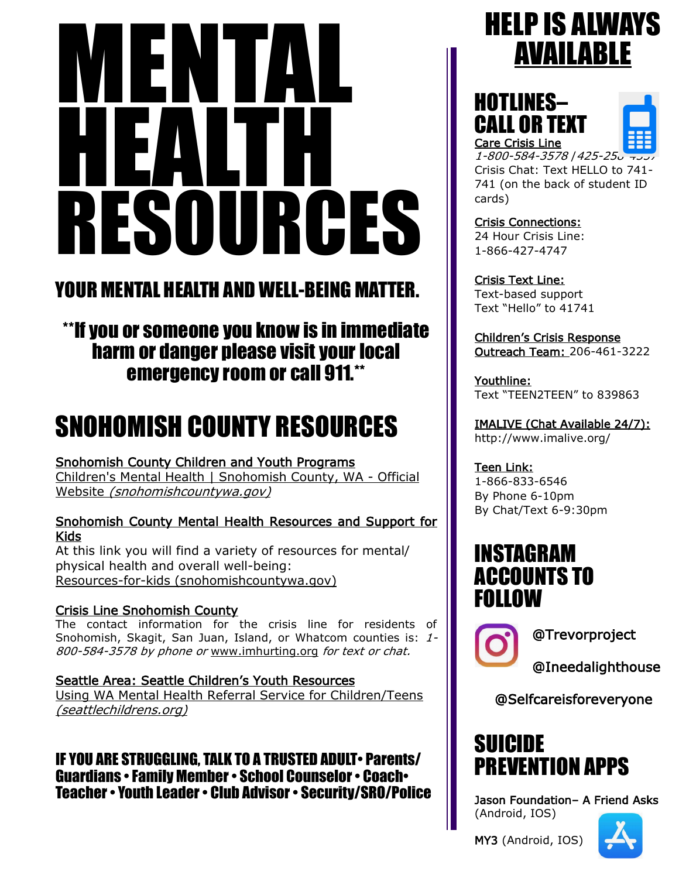# MENTAL HEALTH RESOURCES

## YOUR MENTAL HEALTH AND WELL-BEING MATTER.

**\*\*If you or someone you know is in immediate harm or danger please visit your local emergency room or call 911.\*\***

## SNOHOMISH COUNTY RESOURCES

Snohomish County Children and Youth Programs
Children's Mental Health | Snohomish County, WA - Official Website *(snohomishcountywa.gov)*

Snohomish County Mental Health Resources and Support for Kids
At this link you will find a variety of resources for mental/physical health and overall well-being:
Resources-for-kids (snohomishcountywa.gov)

Crisis Line Snohomish County
The contact information for the crisis line for residents of Snohomish, Skagit, San Juan, Island, or Whatcom counties is: *1-800-584-3578 by phone or* www.imhurting.org *for text or chat.*

Seattle Area: Seattle Children's Youth Resources
Using WA Mental Health Referral Service for Children/Teens *(seattlechildrens.org)*

**IF YOU ARE STRUGGLING, TALK TO A TRUSTED ADULT• Parents/ Guardians • Family Member • School Counselor • Coach• Teacher • Youth Leader • Club Advisor • Security/SRO/Police**

# HELP IS ALWAYS AVAILABLE

## HOTLINES– CALL OR TEXT

Care Crisis Line
*1-800-584-3578 | 425-258-4357*
Crisis Chat: Text HELLO to 741-741 (on the back of student ID cards)

Crisis Connections:
24 Hour Crisis Line:
1-866-427-4747

Crisis Text Line:
Text-based support
Text "Hello" to 41741

Children's Crisis Response Outreach Team: 206-461-3222

Youthline:
Text "TEEN2TEEN" to 839863

IMALIVE (Chat Available 24/7):
http://www.imalive.org/

Teen Link:
1-866-833-6546
By Phone 6-10pm
By Chat/Text 6-9:30pm

## INSTAGRAM ACCOUNTS TO FOLLOW

@Trevorproject

@Ineedalighthouse

@Selfcareisforeveryone

## SUICIDE PREVENTION APPS

Jason Foundation– A Friend Asks (Android, IOS)

MY3 (Android, IOS)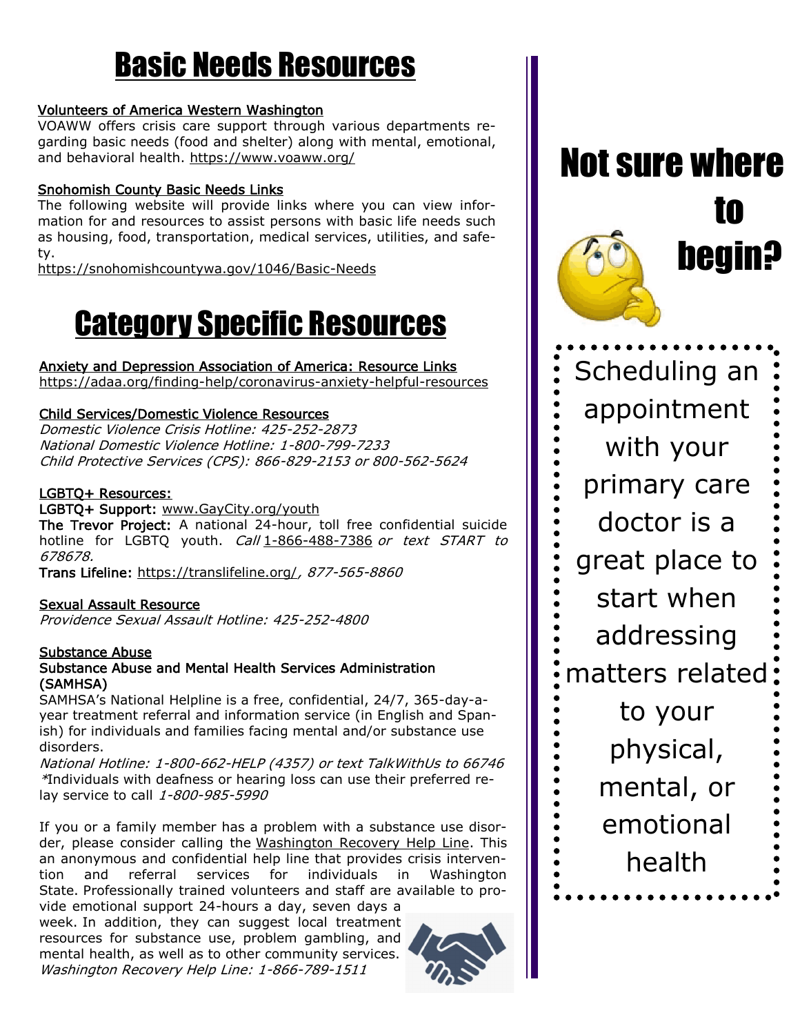# Basic Needs Resources

**Volunteers of America Western Washington**

VOAWW offers crisis care support through various departments regarding basic needs (food and shelter) along with mental, emotional, and behavioral health. https://www.voaww.org/

**Snohomish County Basic Needs Links**

The following website will provide links where you can view information for and resources to assist persons with basic life needs such as housing, food, transportation, medical services, utilities, and safety.

https://snohomishcountywa.gov/1046/Basic-Needs

# Category Specific Resources

**Anxiety and Depression Association of America: Resource Links**

https://adaa.org/finding-help/coronavirus-anxiety-helpful-resources

**Child Services/Domestic Violence Resources**

*Domestic Violence Crisis Hotline: 425-252-2873*
*National Domestic Violence Hotline: 1-800-799-7233*
*Child Protective Services (CPS): 866-829-2153 or 800-562-5624*

**LGBTQ+ Resources:**

**LGBTQ+ Support:** www.GayCity.org/youth

**The Trevor Project:** A national 24-hour, toll free confidential suicide hotline for LGBTQ youth. *Call* 1-866-488-7386 *or text START to 678678.*

**Trans Lifeline:** https://translifeline.org/*, 877-565-8860*

**Sexual Assault Resource**

*Providence Sexual Assault Hotline: 425-252-4800*

**Substance Abuse**

**Substance Abuse and Mental Health Services Administration (SAMHSA)**

SAMHSA's National Helpline is a free, confidential, 24/7, 365-day-a-year treatment referral and information service (in English and Spanish) for individuals and families facing mental and/or substance use disorders.

*National Hotline: 1-800-662-HELP (4357) or text TalkWithUs to 66746*
*\*Individuals with deafness or hearing loss can use their preferred relay service to call *1-800-985-5990*

If you or a family member has a problem with a substance use disorder, please consider calling the Washington Recovery Help Line. This an anonymous and confidential help line that provides crisis intervention and referral services for individuals in Washington State. Professionally trained volunteers and staff are available to provide emotional support 24-hours a day, seven days a week. In addition, they can suggest local treatment resources for substance use, problem gambling, and mental health, as well as to other community services.
*Washington Recovery Help Line: 1-866-789-1511*

# Not sure where to begin?

Scheduling an appointment with your primary care doctor is a great place to start when addressing matters related to your physical, mental, or emotional health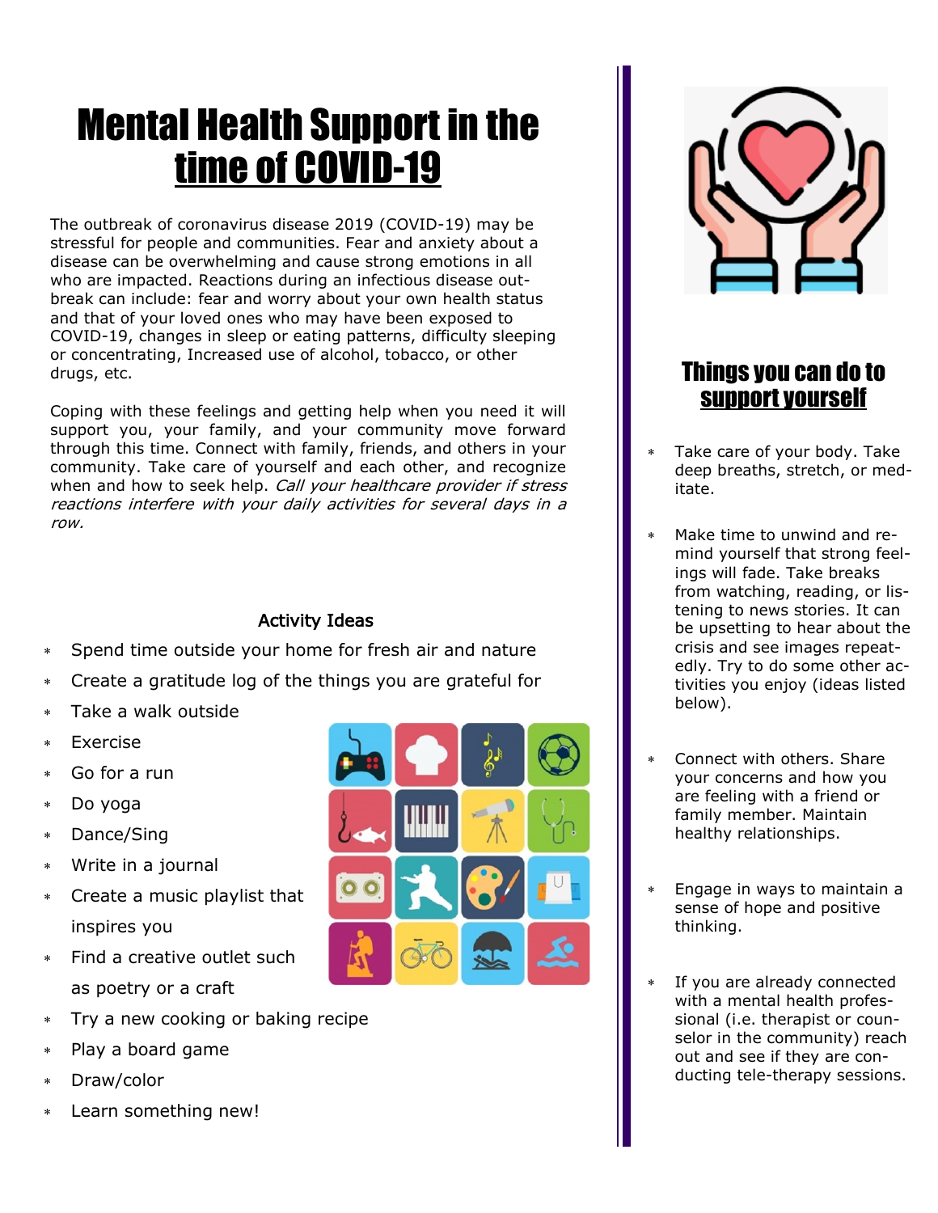# Mental Health Support in the time of COVID-19

The outbreak of coronavirus disease 2019 (COVID-19) may be stressful for people and communities. Fear and anxiety about a disease can be overwhelming and cause strong emotions in all who are impacted. Reactions during an infectious disease outbreak can include: fear and worry about your own health status and that of your loved ones who may have been exposed to COVID-19, changes in sleep or eating patterns, difficulty sleeping or concentrating, Increased use of alcohol, tobacco, or other drugs, etc.

Coping with these feelings and getting help when you need it will support you, your family, and your community move forward through this time. Connect with family, friends, and others in your community. Take care of yourself and each other, and recognize when and how to seek help. *Call your healthcare provider if stress reactions interfere with your daily activities for several days in a row.*

### Activity Ideas

- Spend time outside your home for fresh air and nature
- Create a gratitude log of the things you are grateful for
- Take a walk outside
- Exercise
- Go for a run
- Do yoga
- Dance/Sing
- Write in a journal
- Create a music playlist that inspires you
- Find a creative outlet such as poetry or a craft
- Try a new cooking or baking recipe
- Play a board game
- Draw/color
- Learn something new!

## Things you can do to support yourself

- Take care of your body. Take deep breaths, stretch, or meditate.
- Make time to unwind and remind yourself that strong feelings will fade. Take breaks from watching, reading, or listening to news stories. It can be upsetting to hear about the crisis and see images repeatedly. Try to do some other activities you enjoy (ideas listed below).
- Connect with others. Share your concerns and how you are feeling with a friend or family member. Maintain healthy relationships.
- Engage in ways to maintain a sense of hope and positive thinking.
- If you are already connected with a mental health professional (i.e. therapist or counselor in the community) reach out and see if they are conducting tele-therapy sessions.